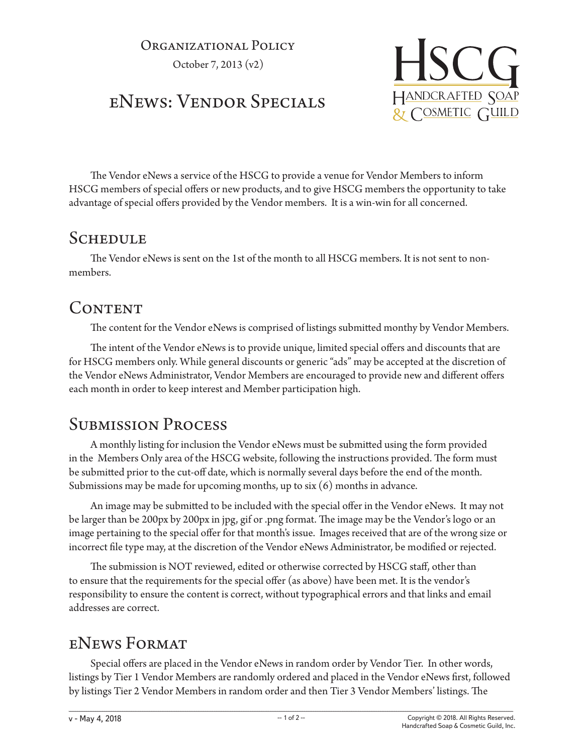Organizational Policy

October 7, 2013 (v2)

# eNews: Vendor Specials

HSCG Handcrafted Soap & Cosmetic Guild

The Vendor eNews a service of the HSCG to provide a venue for Vendor Members to inform HSCG members of special offers or new products, and to give HSCG members the opportunity to take advantage of special offers provided by the Vendor members. It is a win-win for all concerned.

## Schedule

The Vendor eNews is sent on the 1st of the month to all HSCG members. It is not sent to non-members.

## Content

The content for the Vendor eNews is comprised of listings submitted monthy by Vendor Members.

The intent of the Vendor eNews is to provide unique, limited special offers and discounts that are for HSCG members only. While general discounts or generic "ads" may be accepted at the discretion of the Vendor eNews Administrator, Vendor Members are encouraged to provide new and different offers each month in order to keep interest and Member participation high.

## Submission Process

A monthly listing for inclusion the Vendor eNews must be submitted using the form provided in the Members Only area of the HSCG website, following the instructions provided. The form must be submitted prior to the cut-off date, which is normally several days before the end of the month. Submissions may be made for upcoming months, up to six (6) months in advance.

An image may be submitted to be included with the special offer in the Vendor eNews. It may not be larger than be 200px by 200px in jpg, gif or .png format. The image may be the Vendor's logo or an image pertaining to the special offer for that month's issue. Images received that are of the wrong size or incorrect file type may, at the discretion of the Vendor eNews Administrator, be modified or rejected.

The submission is NOT reviewed, edited or otherwise corrected by HSCG staff, other than to ensure that the requirements for the special offer (as above) have been met. It is the vendor's responsibility to ensure the content is correct, without typographical errors and that links and email addresses are correct.

## eNews Format

Special offers are placed in the Vendor eNews in random order by Vendor Tier. In other words, listings by Tier 1 Vendor Members are randomly ordered and placed in the Vendor eNews first, followed by listings Tier 2 Vendor Members in random order and then Tier 3 Vendor Members' listings. The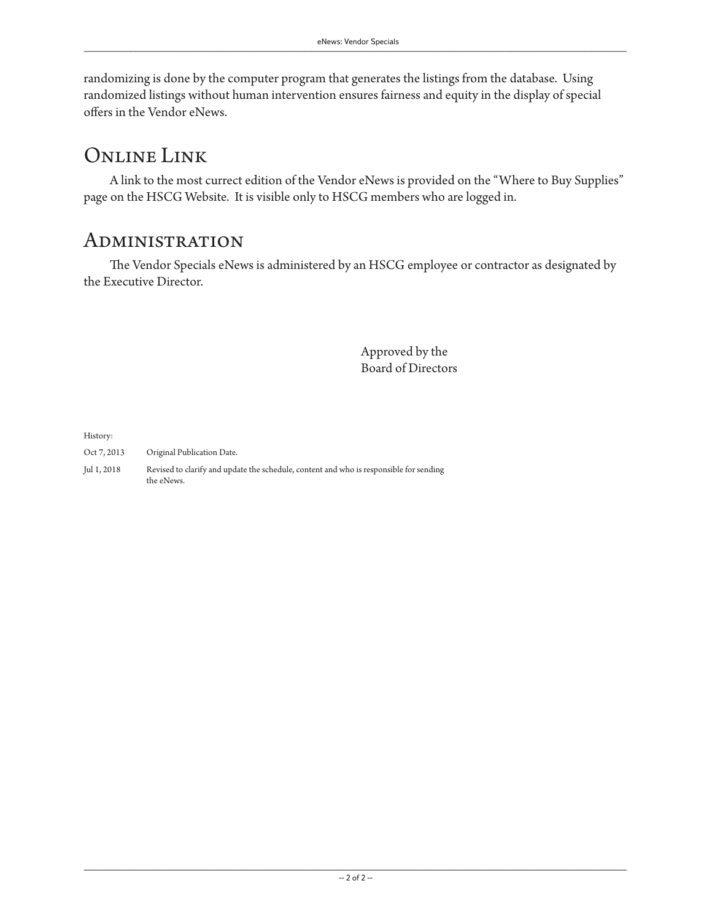randomizing is done by the computer program that generates the listings from the database. Using randomized listings without human intervention ensures fairness and equity in the display of special offers in the Vendor eNews.

## Online Link

A link to the most currect edition of the Vendor eNews is provided on the "Where to Buy Supplies" page on the HSCG Website. It is visible only to HSCG members who are logged in.

## Administration

The Vendor Specials eNews is administered by an HSCG employee or contractor as designated by the Executive Director.

Approved by the
Board of Directors

History:

| | |
|---|---|
| Oct 7, 2013 | Original Publication Date. |
| Jul 1, 2018 | Revised to clarify and update the schedule, content and who is responsible for sending the eNews. |